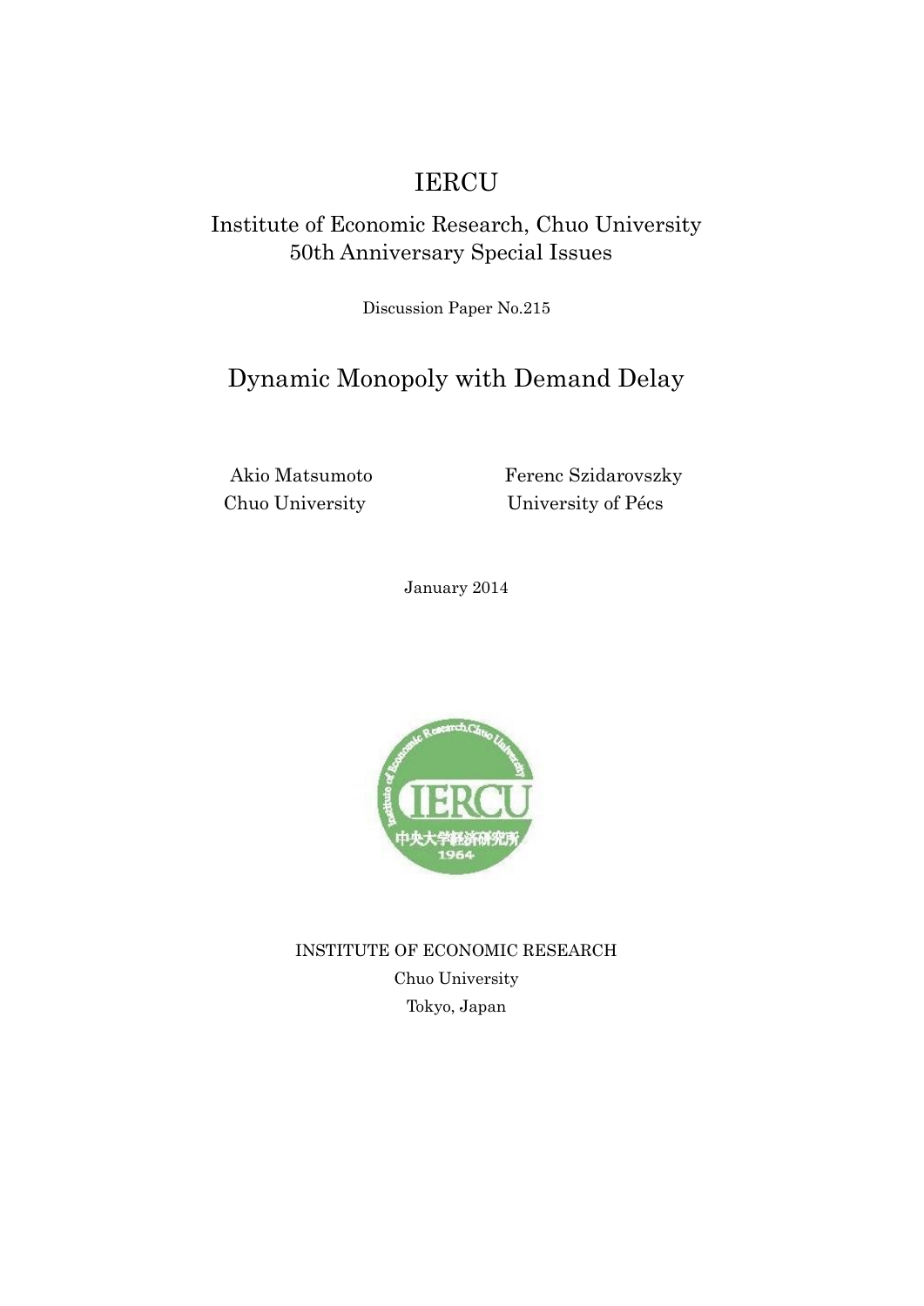# IERCU

Institute of Economic Research, Chuo University
50th Anniversary Special Issues

Discussion Paper No.215

## Dynamic Monopoly with Demand Delay

Akio Matsumoto
Chuo University

Ferenc Szidarovszky
University of Pécs

January 2014

INSTITUTE OF ECONOMIC RESEARCH
Chuo University
Tokyo, Japan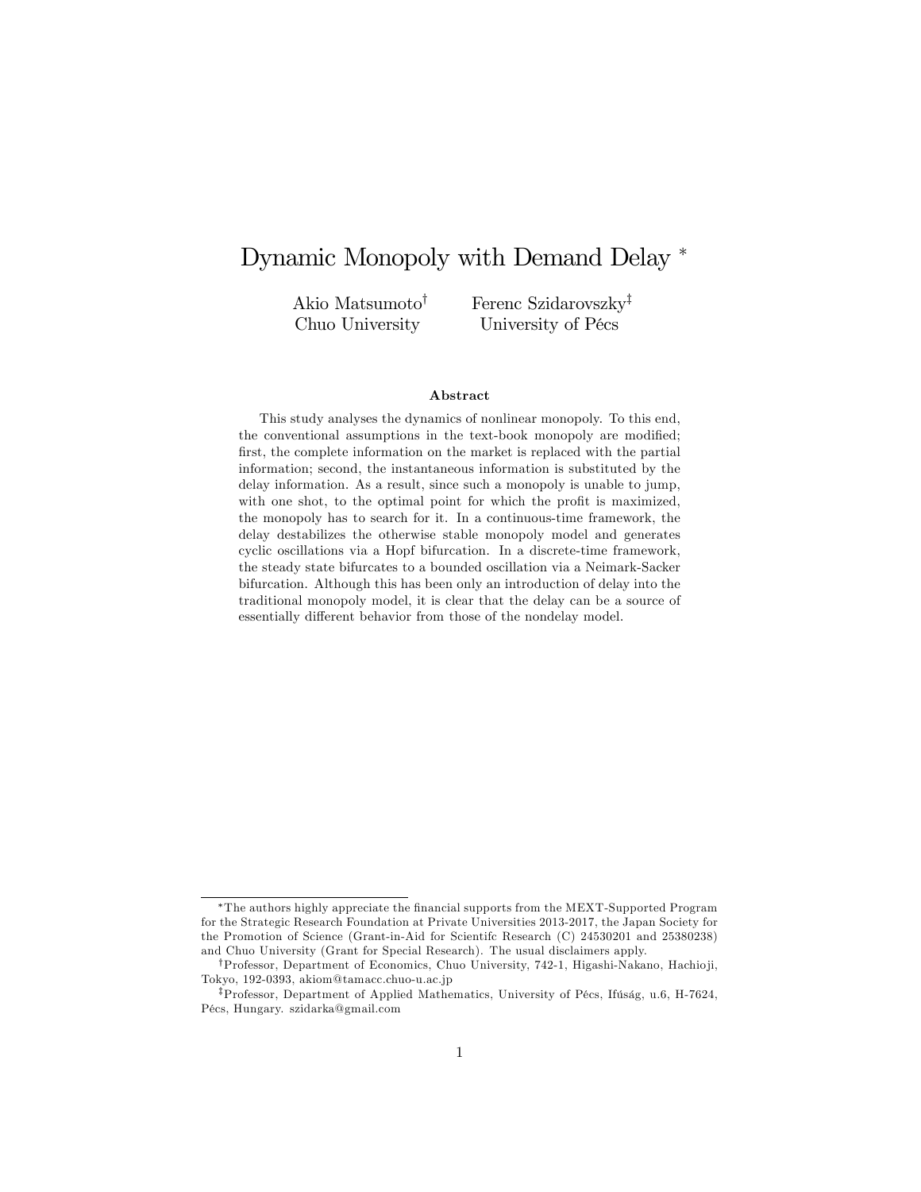# Dynamic Monopoly with Demand Delay *

Akio Matsumoto[†]
Chuo University

Ferenc Szidarovszky[‡]
University of Pécs

### Abstract

This study analyses the dynamics of nonlinear monopoly. To this end, the conventional assumptions in the text-book monopoly are modified; first, the complete information on the market is replaced with the partial information; second, the instantaneous information is substituted by the delay information. As a result, since such a monopoly is unable to jump, with one shot, to the optimal point for which the profit is maximized, the monopoly has to search for it. In a continuous-time framework, the delay destabilizes the otherwise stable monopoly model and generates cyclic oscillations via a Hopf bifurcation. In a discrete-time framework, the steady state bifurcates to a bounded oscillation via a Neimark-Sacker bifurcation. Although this has been only an introduction of delay into the traditional monopoly model, it is clear that the delay can be a source of essentially different behavior from those of the nondelay model.

---

*The authors highly appreciate the financial supports from the MEXT-Supported Program for the Strategic Research Foundation at Private Universities 2013-2017, the Japan Society for the Promotion of Science (Grant-in-Aid for Scientifc Research (C) 24530201 and 25380238) and Chuo University (Grant for Special Research). The usual disclaimers apply.

[†]Professor, Department of Economics, Chuo University, 742-1, Higashi-Nakano, Hachioji, Tokyo, 192-0393, akiom@tamacc.chuo-u.ac.jp

[‡]Professor, Department of Applied Mathematics, University of Pécs, Ifúság, u.6, H-7624, Pécs, Hungary. szidarka@gmail.com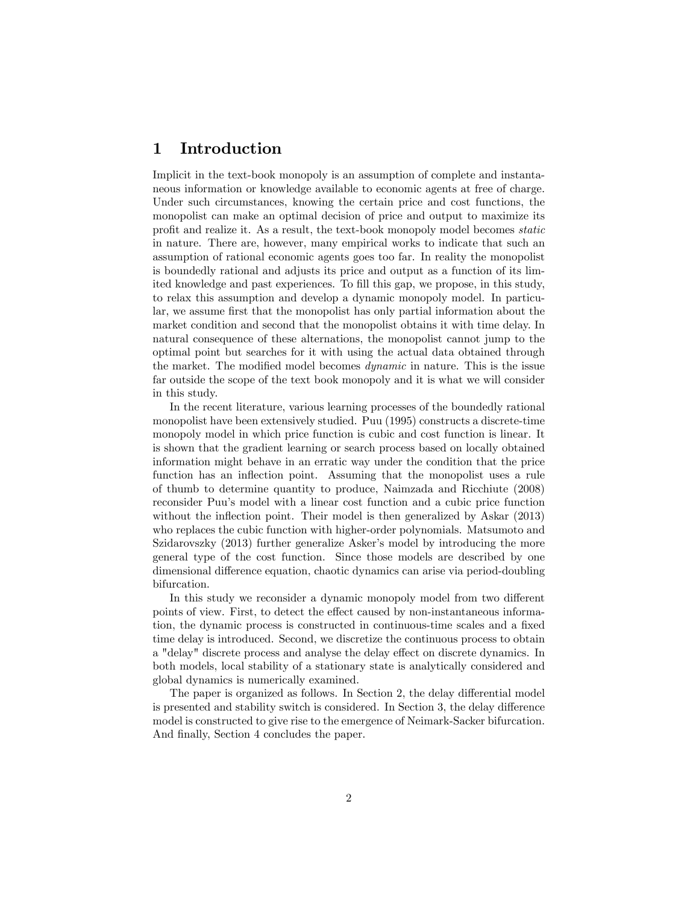# 1 Introduction

Implicit in the text-book monopoly is an assumption of complete and instantaneous information or knowledge available to economic agents at free of charge. Under such circumstances, knowing the certain price and cost functions, the monopolist can make an optimal decision of price and output to maximize its profit and realize it. As a result, the text-book monopoly model becomes *static* in nature. There are, however, many empirical works to indicate that such an assumption of rational economic agents goes too far. In reality the monopolist is boundedly rational and adjusts its price and output as a function of its limited knowledge and past experiences. To fill this gap, we propose, in this study, to relax this assumption and develop a dynamic monopoly model. In particular, we assume first that the monopolist has only partial information about the market condition and second that the monopolist obtains it with time delay. In natural consequence of these alternations, the monopolist cannot jump to the optimal point but searches for it with using the actual data obtained through the market. The modified model becomes *dynamic* in nature. This is the issue far outside the scope of the text book monopoly and it is what we will consider in this study.

In the recent literature, various learning processes of the boundedly rational monopolist have been extensively studied. Puu (1995) constructs a discrete-time monopoly model in which price function is cubic and cost function is linear. It is shown that the gradient learning or search process based on locally obtained information might behave in an erratic way under the condition that the price function has an inflection point. Assuming that the monopolist uses a rule of thumb to determine quantity to produce, Naimzada and Ricchiute (2008) reconsider Puu's model with a linear cost function and a cubic price function without the inflection point. Their model is then generalized by Askar (2013) who replaces the cubic function with higher-order polynomials. Matsumoto and Szidarovszky (2013) further generalize Asker's model by introducing the more general type of the cost function. Since those models are described by one dimensional difference equation, chaotic dynamics can arise via period-doubling bifurcation.

In this study we reconsider a dynamic monopoly model from two different points of view. First, to detect the effect caused by non-instantaneous information, the dynamic process is constructed in continuous-time scales and a fixed time delay is introduced. Second, we discretize the continuous process to obtain a "delay" discrete process and analyse the delay effect on discrete dynamics. In both models, local stability of a stationary state is analytically considered and global dynamics is numerically examined.

The paper is organized as follows. In Section 2, the delay differential model is presented and stability switch is considered. In Section 3, the delay difference model is constructed to give rise to the emergence of Neimark-Sacker bifurcation. And finally, Section 4 concludes the paper.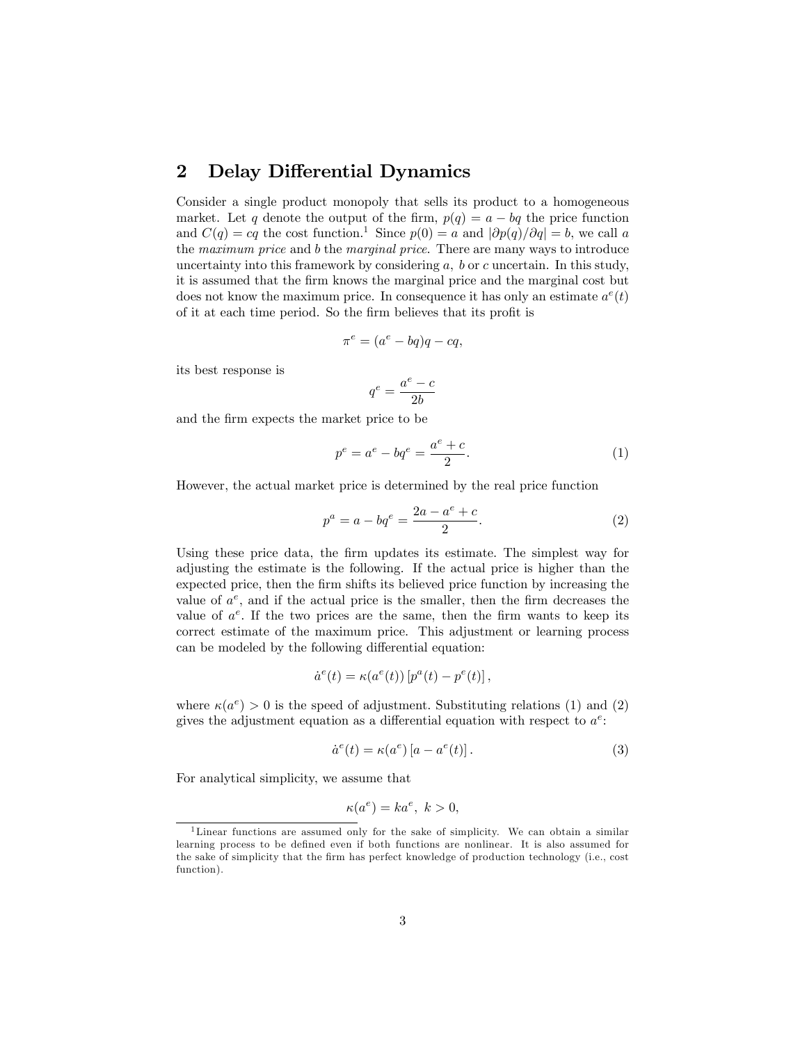## 2 Delay Differential Dynamics

Consider a single product monopoly that sells its product to a homogeneous market. Let $q$ denote the output of the firm, $p(q) = a - bq$ the price function and $C(q) = cq$ the cost function.[1] Since $p(0) = a$ and $|\partial p(q)/\partial q| = b$, we call $a$ the *maximum price* and $b$ the *marginal price*. There are many ways to introduce uncertainty into this framework by considering $a$, $b$ or $c$ uncertain. In this study, it is assumed that the firm knows the marginal price and the marginal cost but does not know the maximum price. In consequence it has only an estimate $a^e(t)$ of it at each time period. So the firm believes that its profit is

$$\pi^e = (a^e - bq)q - cq,$$

its best response is

$$q^e = \frac{a^e - c}{2b}$$

and the firm expects the market price to be

$$p^e = a^e - bq^e = \frac{a^e + c}{2}. \tag{1}$$

However, the actual market price is determined by the real price function

$$p^a = a - bq^e = \frac{2a - a^e + c}{2}. \tag{2}$$

Using these price data, the firm updates its estimate. The simplest way for adjusting the estimate is the following. If the actual price is higher than the expected price, then the firm shifts its believed price function by increasing the value of $a^e$, and if the actual price is the smaller, then the firm decreases the value of $a^e$. If the two prices are the same, then the firm wants to keep its correct estimate of the maximum price. This adjustment or learning process can be modeled by the following differential equation:

$$\dot{a}^e(t) = \kappa(a^e(t)) \left[ p^a(t) - p^e(t) \right],$$

where $\kappa(a^e) > 0$ is the speed of adjustment. Substituting relations (1) and (2) gives the adjustment equation as a differential equation with respect to $a^e$:

$$\dot{a}^e(t) = \kappa(a^e) \left[ a - a^e(t) \right]. \tag{3}$$

For analytical simplicity, we assume that

$$\kappa(a^e) = ka^e, \ k > 0,$$

[1] Linear functions are assumed only for the sake of simplicity. We can obtain a similar learning process to be defined even if both functions are nonlinear. It is also assumed for the sake of simplicity that the firm has perfect knowledge of production technology (i.e., cost function).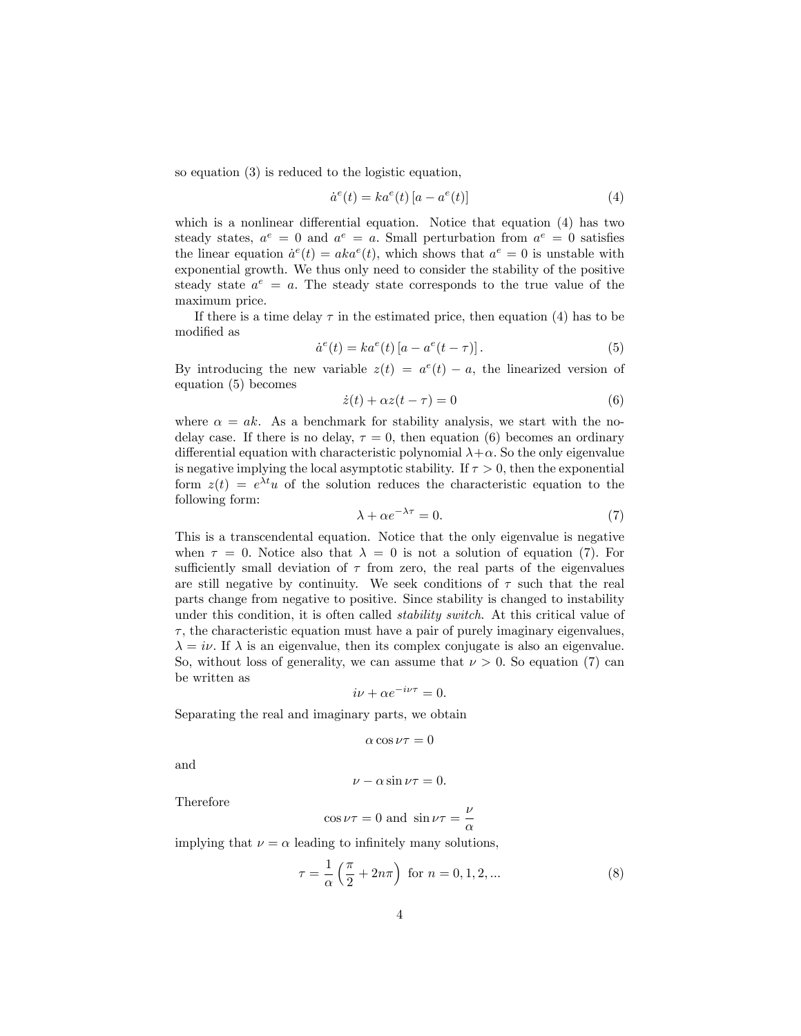so equation (3) is reduced to the logistic equation,

$$\dot{a}^e(t) = ka^e(t)\left[a - a^e(t)\right] \tag{4}$$

which is a nonlinear differential equation. Notice that equation (4) has two steady states, $a^e = 0$ and $a^e = a$. Small perturbation from $a^e = 0$ satisfies the linear equation $\dot{a}^e(t) = aka^e(t)$, which shows that $a^e = 0$ is unstable with exponential growth. We thus only need to consider the stability of the positive steady state $a^e = a$. The steady state corresponds to the true value of the maximum price.

If there is a time delay $\tau$ in the estimated price, then equation (4) has to be modified as

$$\dot{a}^e(t) = ka^e(t)\left[a - a^e(t-\tau)\right]. \tag{5}$$

By introducing the new variable $z(t) = a^e(t) - a$, the linearized version of equation (5) becomes

$$\dot{z}(t) + \alpha z(t-\tau) = 0 \tag{6}$$

where $\alpha = ak$. As a benchmark for stability analysis, we start with the no-delay case. If there is no delay, $\tau = 0$, then equation (6) becomes an ordinary differential equation with characteristic polynomial $\lambda + \alpha$. So the only eigenvalue is negative implying the local asymptotic stability. If $\tau > 0$, then the exponential form $z(t) = e^{\lambda t}u$ of the solution reduces the characteristic equation to the following form:

$$\lambda + \alpha e^{-\lambda\tau} = 0. \tag{7}$$

This is a transcendental equation. Notice that the only eigenvalue is negative when $\tau = 0$. Notice also that $\lambda = 0$ is not a solution of equation (7). For sufficiently small deviation of $\tau$ from zero, the real parts of the eigenvalues are still negative by continuity. We seek conditions of $\tau$ such that the real parts change from negative to positive. Since stability is changed to instability under this condition, it is often called *stability switch*. At this critical value of $\tau$, the characteristic equation must have a pair of purely imaginary eigenvalues, $\lambda = i\nu$. If $\lambda$ is an eigenvalue, then its complex conjugate is also an eigenvalue. So, without loss of generality, we can assume that $\nu > 0$. So equation (7) can be written as

$$i\nu + \alpha e^{-i\nu\tau} = 0.$$

Separating the real and imaginary parts, we obtain

$$\alpha \cos \nu\tau = 0$$

and

$$\nu - \alpha \sin \nu\tau = 0.$$

Therefore

$$\cos \nu\tau = 0 \text{ and } \sin \nu\tau = \frac{\nu}{\alpha}$$

implying that $\nu = \alpha$ leading to infinitely many solutions,

$$\tau = \frac{1}{\alpha}\left(\frac{\pi}{2} + 2n\pi\right) \text{ for } n = 0, 1, 2, ... \tag{8}$$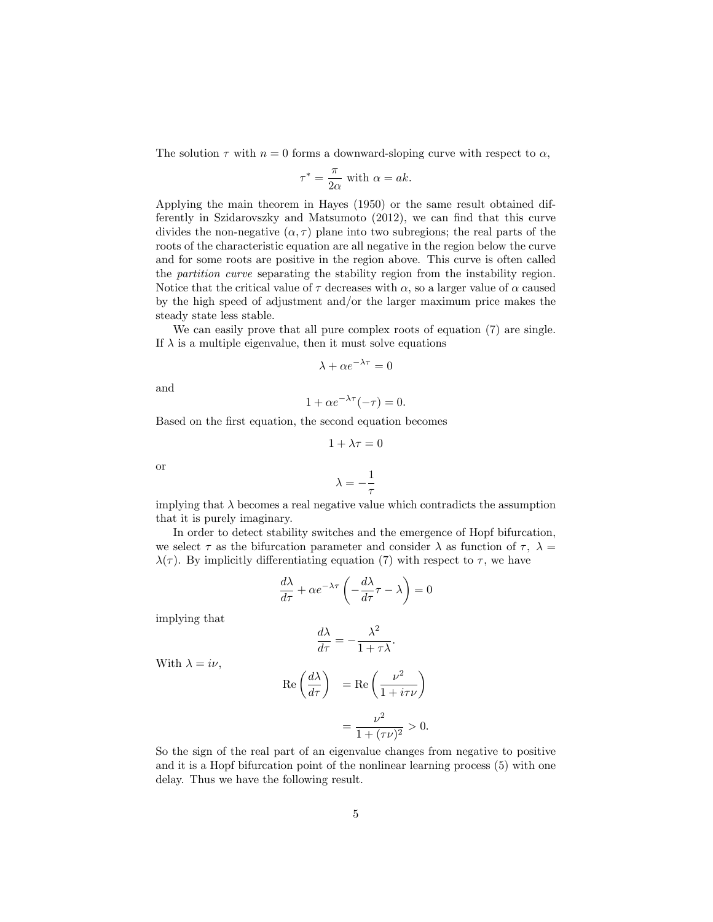The solution $\tau$ with $n = 0$ forms a downward-sloping curve with respect to $\alpha$,

$$\tau^* = \frac{\pi}{2\alpha} \text{ with } \alpha = ak.$$

Applying the main theorem in Hayes (1950) or the same result obtained differently in Szidarovszky and Matsumoto (2012), we can find that this curve divides the non-negative $(\alpha, \tau)$ plane into two subregions; the real parts of the roots of the characteristic equation are all negative in the region below the curve and for some roots are positive in the region above. This curve is often called the *partition curve* separating the stability region from the instability region. Notice that the critical value of $\tau$ decreases with $\alpha$, so a larger value of $\alpha$ caused by the high speed of adjustment and/or the larger maximum price makes the steady state less stable.

We can easily prove that all pure complex roots of equation (7) are single. If $\lambda$ is a multiple eigenvalue, then it must solve equations

$$\lambda + \alpha e^{-\lambda\tau} = 0$$

and

$$1 + \alpha e^{-\lambda\tau}(-\tau) = 0.$$

Based on the first equation, the second equation becomes

$$1 + \lambda\tau = 0$$

or

$$\lambda = -\frac{1}{\tau}$$

implying that $\lambda$ becomes a real negative value which contradicts the assumption that it is purely imaginary.

In order to detect stability switches and the emergence of Hopf bifurcation, we select $\tau$ as the bifurcation parameter and consider $\lambda$ as function of $\tau$, $\lambda = \lambda(\tau)$. By implicitly differentiating equation (7) with respect to $\tau$, we have

$$\frac{d\lambda}{d\tau} + \alpha e^{-\lambda\tau}\left(-\frac{d\lambda}{d\tau}\tau - \lambda\right) = 0$$

implying that

$$\frac{d\lambda}{d\tau} = -\frac{\lambda^2}{1 + \tau\lambda}.$$

With $\lambda = i\nu$,

$$\begin{aligned} \text{Re}\left(\frac{d\lambda}{d\tau}\right) &= \text{Re}\left(\frac{\nu^2}{1 + i\tau\nu}\right) \\ &= \frac{\nu^2}{1 + (\tau\nu)^2} > 0. \end{aligned}$$

So the sign of the real part of an eigenvalue changes from negative to positive and it is a Hopf bifurcation point of the nonlinear learning process (5) with one delay. Thus we have the following result.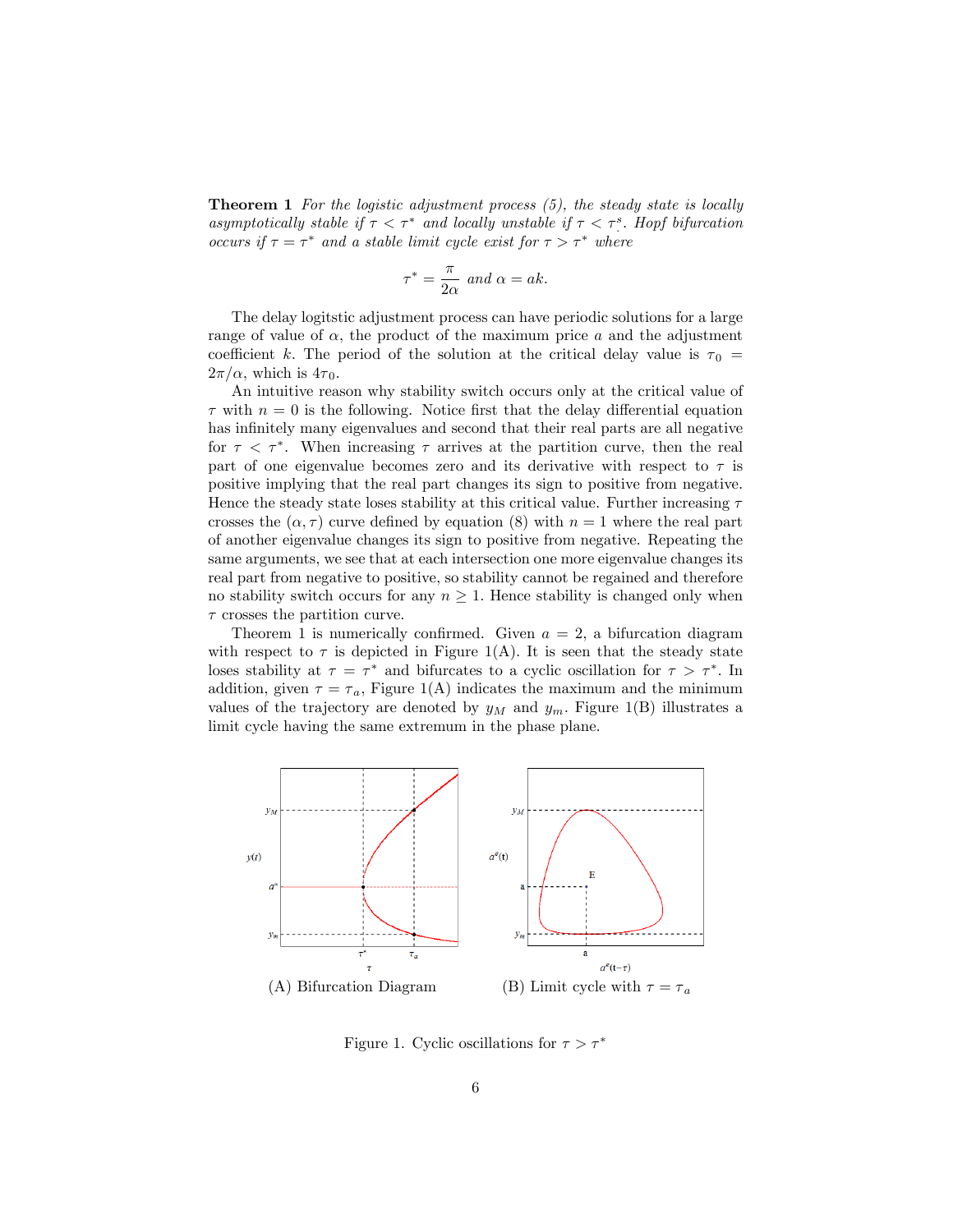**Theorem 1** *For the logistic adjustment process (5), the steady state is locally asymptotically stable if $\tau < \tau^*$ and locally unstable if $\tau < \tau^s$. Hopf bifurcation occurs if $\tau = \tau^*$ and a stable limit cycle exist for $\tau > \tau^*$ where*

$$\tau^* = \frac{\pi}{2\alpha} \text{ and } \alpha = ak.$$

The delay logitstic adjustment process can have periodic solutions for a large range of value of $\alpha$, the product of the maximum price $a$ and the adjustment coefficient $k$. The period of the solution at the critical delay value is $\tau_0 = 2\pi/\alpha$, which is $4\tau_0$.

An intuitive reason why stability switch occurs only at the critical value of $\tau$ with $n = 0$ is the following. Notice first that the delay differential equation has infinitely many eigenvalues and second that their real parts are all negative for $\tau < \tau^*$. When increasing $\tau$ arrives at the partition curve, then the real part of one eigenvalue becomes zero and its derivative with respect to $\tau$ is positive implying that the real part changes its sign to positive from negative. Hence the steady state loses stability at this critical value. Further increasing $\tau$ crosses the $(\alpha, \tau)$ curve defined by equation (8) with $n = 1$ where the real part of another eigenvalue changes its sign to positive from negative. Repeating the same arguments, we see that at each intersection one more eigenvalue changes its real part from negative to positive, so stability cannot be regained and therefore no stability switch occurs for any $n \geq 1$. Hence stability is changed only when $\tau$ crosses the partition curve.

Theorem 1 is numerically confirmed. Given $a = 2$, a bifurcation diagram with respect to $\tau$ is depicted in Figure 1(A). It is seen that the steady state loses stability at $\tau = \tau^*$ and bifurcates to a cyclic oscillation for $\tau > \tau^*$. In addition, given $\tau = \tau_a$, Figure 1(A) indicates the maximum and the minimum values of the trajectory are denoted by $y_M$ and $y_m$. Figure 1(B) illustrates a limit cycle having the same extremum in the phase plane.

(A) Bifurcation Diagram

(B) Limit cycle with $\tau = \tau_a$

Figure 1. Cyclic oscillations for $\tau > \tau^*$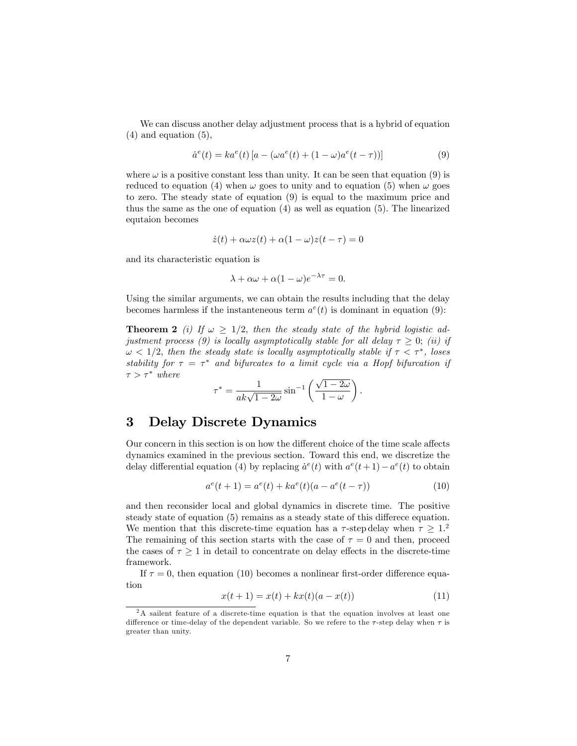We can discuss another delay adjustment process that is a hybrid of equation (4) and equation (5),

$$\dot{a}^e(t) = ka^e(t)\left[a - (\omega a^e(t) + (1-\omega)a^e(t-\tau))\right] \tag{9}$$

where $\omega$ is a positive constant less than unity. It can be seen that equation (9) is reduced to equation (4) when $\omega$ goes to unity and to equation (5) when $\omega$ goes to zero. The steady state of equation (9) is equal to the maximum price and thus the same as the one of equation (4) as well as equation (5). The linearized equtaion becomes

$$\dot{z}(t) + \alpha\omega z(t) + \alpha(1-\omega)z(t-\tau) = 0$$

and its characteristic equation is

$$\lambda + \alpha\omega + \alpha(1-\omega)e^{-\lambda\tau} = 0.$$

Using the similar arguments, we can obtain the results including that the delay becomes harmless if the instanteneous term $a^e(t)$ is dominant in equation (9):

**Theorem 2** *(i) If $\omega \geq 1/2$, then the steady state of the hybrid logistic adjustment process (9) is locally asymptotically stable for all delay $\tau \geq 0$; (ii) if $\omega < 1/2$, then the steady state is locally asymptotically stable if $\tau < \tau^*$, loses stability for $\tau = \tau^*$ and bifurcates to a limit cycle via a Hopf bifurcation if $\tau > \tau^*$ where*

$$\tau^* = \frac{1}{ak\sqrt{1-2\omega}}\sin^{-1}\left(\frac{\sqrt{1-2\omega}}{1-\omega}\right).$$

# 3 Delay Discrete Dynamics

Our concern in this section is on how the different choice of the time scale affects dynamics examined in the previous section. Toward this end, we discretize the delay differential equation (4) by replacing $\dot{a}^e(t)$ with $a^e(t+1) - a^e(t)$ to obtain

$$a^e(t+1) = a^e(t) + ka^e(t)(a - a^e(t-\tau)) \tag{10}$$

and then reconsider local and global dynamics in discrete time. The positive steady state of equation (5) remains as a steady state of this differece equation. We mention that this discrete-time equation has a $\tau$-step delay when $\tau \geq 1$.[2] The remaining of this section starts with the case of $\tau = 0$ and then, proceed the cases of $\tau \geq 1$ in detail to concentrate on delay effects in the discrete-time framework.

If $\tau = 0$, then equation (10) becomes a nonlinear first-order difference equation

$$x(t+1) = x(t) + kx(t)(a - x(t)) \tag{11}$$

[2] A sailent feature of a discrete-time equation is that the equation involves at least one difference or time-delay of the dependent variable. So we refere to the $\tau$-step delay when $\tau$ is greater than unity.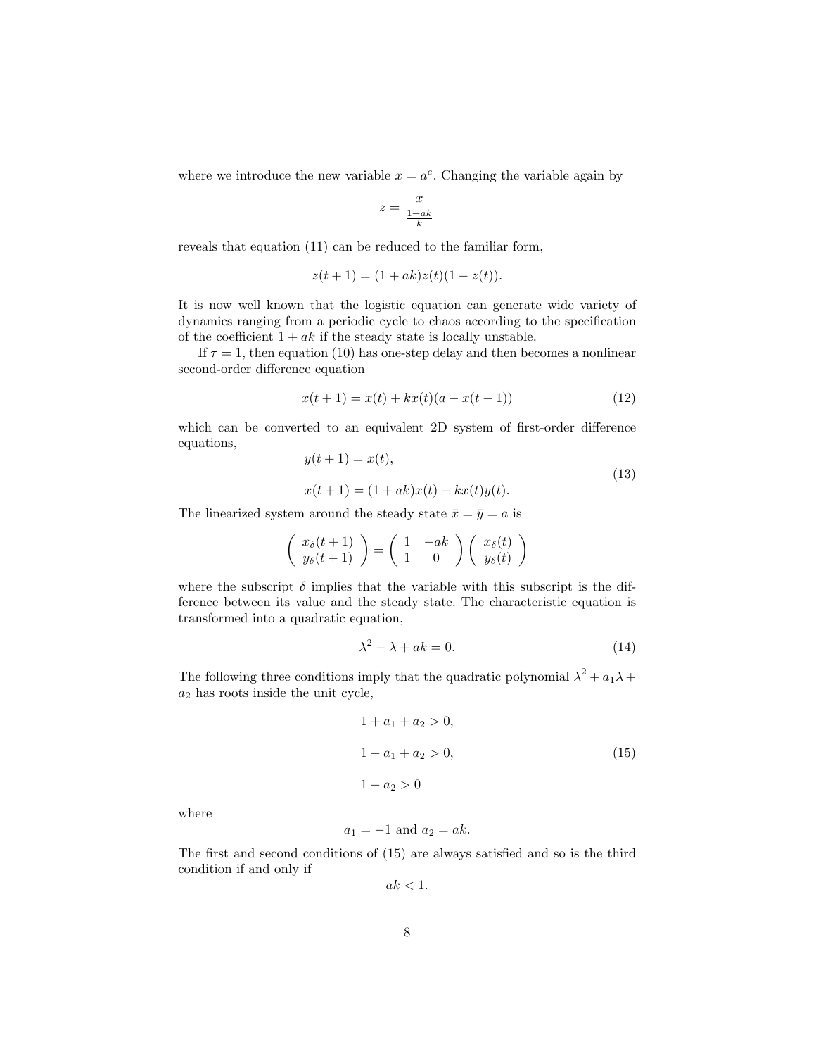where we introduce the new variable $x = a^e$. Changing the variable again by

$$z = \frac{x}{\frac{1+ak}{k}}$$

reveals that equation (11) can be reduced to the familiar form,

$$z(t+1) = (1+ak)z(t)(1-z(t)).$$

It is now well known that the logistic equation can generate wide variety of dynamics ranging from a periodic cycle to chaos according to the specification of the coefficient $1 + ak$ if the steady state is locally unstable.

If $\tau = 1$, then equation (10) has one-step delay and then becomes a nonlinear second-order difference equation

$$x(t+1) = x(t) + kx(t)(a - x(t-1)) \tag{12}$$

which can be converted to an equivalent 2D system of first-order difference equations,

$$\begin{aligned} y(t+1) &= x(t), \\ x(t+1) &= (1+ak)x(t) - kx(t)y(t). \end{aligned} \tag{13}$$

The linearized system around the steady state $\bar{x} = \bar{y} = a$ is

$$\begin{pmatrix} x_\delta(t+1) \\ y_\delta(t+1) \end{pmatrix} = \begin{pmatrix} 1 & -ak \\ 1 & 0 \end{pmatrix} \begin{pmatrix} x_\delta(t) \\ y_\delta(t) \end{pmatrix}$$

where the subscript $\delta$ implies that the variable with this subscript is the difference between its value and the steady state. The characteristic equation is transformed into a quadratic equation,

$$\lambda^2 - \lambda + ak = 0. \tag{14}$$

The following three conditions imply that the quadratic polynomial $\lambda^2 + a_1\lambda + a_2$ has roots inside the unit cycle,

$$\begin{aligned} 1 + a_1 + a_2 &> 0, \\ 1 - a_1 + a_2 &> 0, \\ 1 - a_2 &> 0 \end{aligned} \tag{15}$$

where

$$a_1 = -1 \text{ and } a_2 = ak.$$

The first and second conditions of (15) are always satisfied and so is the third condition if and only if

$$ak < 1.$$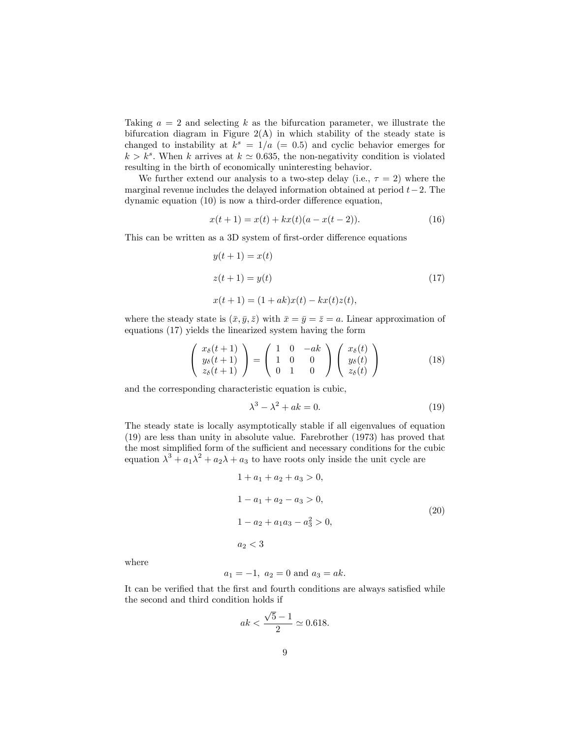Taking $a = 2$ and selecting $k$ as the bifurcation parameter, we illustrate the bifurcation diagram in Figure 2(A) in which stability of the steady state is changed to instability at $k^s = 1/a$ $(= 0.5)$ and cyclic behavior emerges for $k > k^s$. When $k$ arrives at $k \simeq 0.635$, the non-negativity condition is violated resulting in the birth of economically uninteresting behavior.

We further extend our analysis to a two-step delay (i.e., $\tau = 2$) where the marginal revenue includes the delayed information obtained at period $t-2$. The dynamic equation (10) is now a third-order difference equation,

$$x(t+1) = x(t) + kx(t)(a - x(t-2)). \tag{16}$$

This can be written as a 3D system of first-order difference equations

$$\begin{aligned}
y(t+1) &= x(t) \\
z(t+1) &= y(t) \\
x(t+1) &= (1+ak)x(t) - kx(t)z(t),
\end{aligned} \tag{17}$$

where the steady state is $(\bar{x}, \bar{y}, \bar{z})$ with $\bar{x} = \bar{y} = \bar{z} = a$. Linear approximation of equations (17) yields the linearized system having the form

$$\begin{pmatrix} x_\delta(t+1) \\ y_\delta(t+1) \\ z_\delta(t+1) \end{pmatrix} = \begin{pmatrix} 1 & 0 & -ak \\ 1 & 0 & 0 \\ 0 & 1 & 0 \end{pmatrix} \begin{pmatrix} x_\delta(t) \\ y_\delta(t) \\ z_\delta(t) \end{pmatrix} \tag{18}$$

and the corresponding characteristic equation is cubic,

$$\lambda^3 - \lambda^2 + ak = 0. \tag{19}$$

The steady state is locally asymptotically stable if all eigenvalues of equation (19) are less than unity in absolute value. Farebrother (1973) has proved that the most simplified form of the sufficient and necessary conditions for the cubic equation $\lambda^3 + a_1\lambda^2 + a_2\lambda + a_3$ to have roots only inside the unit cycle are

$$\begin{aligned}
&1 + a_1 + a_2 + a_3 > 0, \\
&1 - a_1 + a_2 - a_3 > 0, \\
&1 - a_2 + a_1 a_3 - a_3^2 > 0, \\
&a_2 < 3
\end{aligned} \tag{20}$$

where

$$a_1 = -1,\ a_2 = 0 \text{ and } a_3 = ak.$$

It can be verified that the first and fourth conditions are always satisfied while the second and third condition holds if

$$ak < \frac{\sqrt{5}-1}{2} \simeq 0.618.$$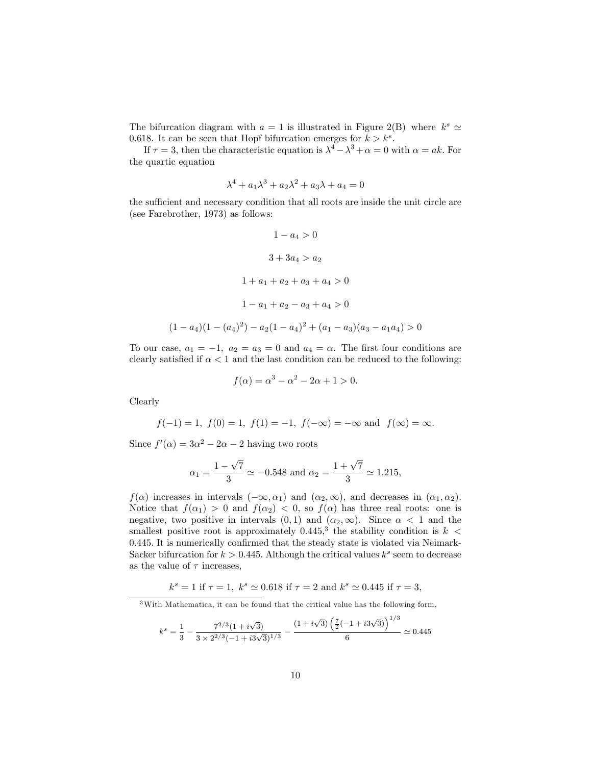The bifurcation diagram with $a = 1$ is illustrated in Figure 2(B) where $k^s \simeq 0.618$. It can be seen that Hopf bifurcation emerges for $k > k^s$.

If $\tau = 3$, then the characteristic equation is $\lambda^4 - \lambda^3 + \alpha = 0$ with $\alpha = ak$. For the quartic equation

$$\lambda^4 + a_1\lambda^3 + a_2\lambda^2 + a_3\lambda + a_4 = 0$$

the sufficient and necessary condition that all roots are inside the unit circle are (see Farebrother, 1973) as follows:

$$1 - a_4 > 0$$

$$3 + 3a_4 > a_2$$

$$1 + a_1 + a_2 + a_3 + a_4 > 0$$

$$1 - a_1 + a_2 - a_3 + a_4 > 0$$

$$(1 - a_4)(1 - (a_4)^2) - a_2(1 - a_4)^2 + (a_1 - a_3)(a_3 - a_1 a_4) > 0$$

To our case, $a_1 = -1$, $a_2 = a_3 = 0$ and $a_4 = \alpha$. The first four conditions are clearly satisfied if $\alpha < 1$ and the last condition can be reduced to the following:

$$f(\alpha) = \alpha^3 - \alpha^2 - 2\alpha + 1 > 0.$$

Clearly

$$f(-1) = 1,\ f(0) = 1,\ f(1) = -1,\ f(-\infty) = -\infty \text{ and } f(\infty) = \infty.$$

Since $f'(\alpha) = 3\alpha^2 - 2\alpha - 2$ having two roots

$$\alpha_1 = \frac{1 - \sqrt{7}}{3} \simeq -0.548 \text{ and } \alpha_2 = \frac{1 + \sqrt{7}}{3} \simeq 1.215,$$

$f(\alpha)$ increases in intervals $(-\infty, \alpha_1)$ and $(\alpha_2, \infty)$, and decreases in $(\alpha_1, \alpha_2)$. Notice that $f(\alpha_1) > 0$ and $f(\alpha_2) < 0$, so $f(\alpha)$ has three real roots: one is negative, two positive in intervals $(0, 1)$ and $(\alpha_2, \infty)$. Since $\alpha < 1$ and the smallest positive root is approximately 0.445,[3] the stability condition is $k < 0.445$. It is numerically confirmed that the steady state is violated via Neimark-Sacker bifurcation for $k > 0.445$. Although the critical values $k^s$ seem to decrease as the value of $\tau$ increases,

$$k^s = 1 \text{ if } \tau = 1,\ k^s \simeq 0.618 \text{ if } \tau = 2 \text{ and } k^s \simeq 0.445 \text{ if } \tau = 3,$$

[3] With Mathematica, it can be found that the critical value has the following form,

$$k^s = \frac{1}{3} - \frac{7^{2/3}(1 + i\sqrt{3})}{3 \times 2^{2/3}(-1 + i3\sqrt{3})^{1/3}} - \frac{(1 + i\sqrt{3})\left(\frac{7}{2}(-1 + i3\sqrt{3})\right)^{1/3}}{6} \simeq 0.445$$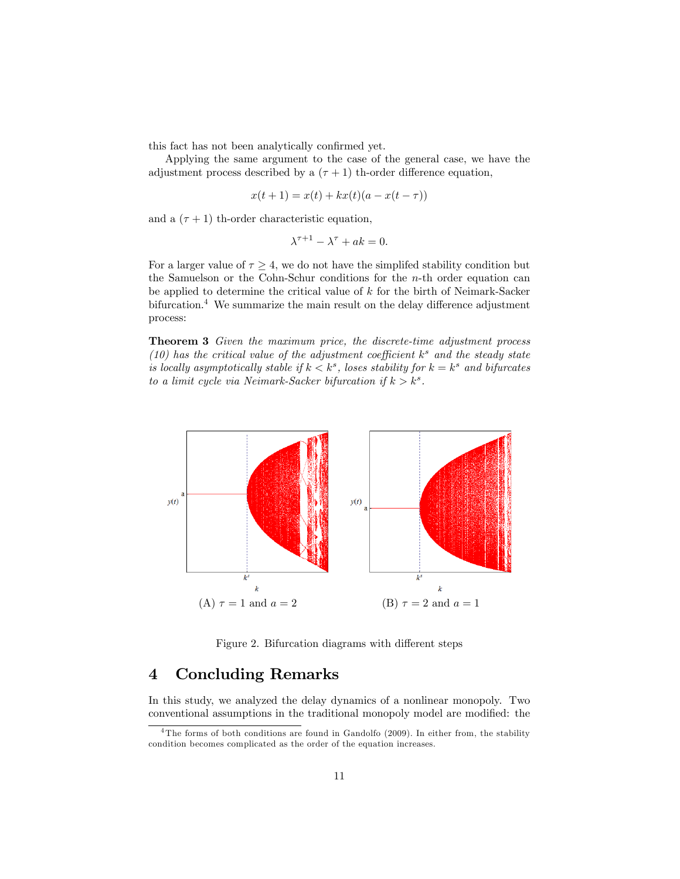this fact has not been analytically confirmed yet.

Applying the same argument to the case of the general case, we have the adjustment process described by a $(\tau + 1)$ th-order difference equation,

$$x(t+1) = x(t) + kx(t)(a - x(t-\tau))$$

and a $(\tau + 1)$ th-order characteristic equation,

$$\lambda^{\tau+1} - \lambda^{\tau} + ak = 0.$$

For a larger value of $\tau \geq 4$, we do not have the simplifed stability condition but the Samuelson or the Cohn-Schur conditions for the $n$-th order equation can be applied to determine the critical value of $k$ for the birth of Neimark-Sacker bifurcation.[4] We summarize the main result on the delay difference adjustment process:

**Theorem 3** *Given the maximum price, the discrete-time adjustment process (10) has the critical value of the adjustment coefficient $k^s$ and the steady state is locally asymptotically stable if $k < k^s$, loses stability for $k = k^s$ and bifurcates to a limit cycle via Neimark-Sacker bifurcation if $k > k^s$.*

(A) $\tau = 1$ and $a = 2$ (B) $\tau = 2$ and $a = 1$

Figure 2. Bifurcation diagrams with different steps

# 4 Concluding Remarks

In this study, we analyzed the delay dynamics of a nonlinear monopoly. Two conventional assumptions in the traditional monopoly model are modified: the

[4] The forms of both conditions are found in Gandolfo (2009). In either from, the stability condition becomes complicated as the order of the equation increases.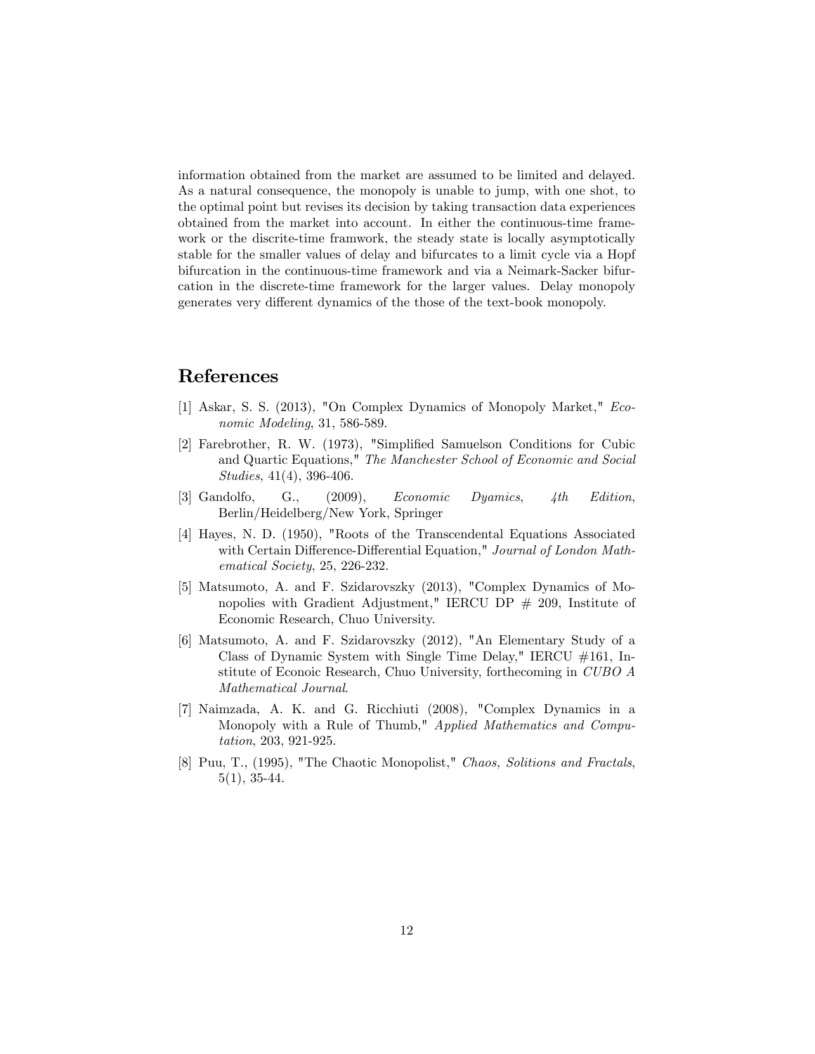information obtained from the market are assumed to be limited and delayed. As a natural consequence, the monopoly is unable to jump, with one shot, to the optimal point but revises its decision by taking transaction data experiences obtained from the market into account. In either the continuous-time framework or the discrite-time framwork, the steady state is locally asymptotically stable for the smaller values of delay and bifurcates to a limit cycle via a Hopf bifurcation in the continuous-time framework and via a Neimark-Sacker bifurcation in the discrete-time framework for the larger values. Delay monopoly generates very different dynamics of the those of the text-book monopoly.

# References

[1] Askar, S. S. (2013), "On Complex Dynamics of Monopoly Market," *Economic Modeling*, 31, 586-589.

[2] Farebrother, R. W. (1973), "Simplified Samuelson Conditions for Cubic and Quartic Equations," *The Manchester School of Economic and Social Studies*, 41(4), 396-406.

[3] Gandolfo, G., (2009), *Economic Dyamics*, *4th Edition*, Berlin/Heidelberg/New York, Springer

[4] Hayes, N. D. (1950), "Roots of the Transcendental Equations Associated with Certain Difference-Differential Equation," *Journal of London Mathematical Society*, 25, 226-232.

[5] Matsumoto, A. and F. Szidarovszky (2013), "Complex Dynamics of Monopolies with Gradient Adjustment," IERCU DP # 209, Institute of Economic Research, Chuo University.

[6] Matsumoto, A. and F. Szidarovszky (2012), "An Elementary Study of a Class of Dynamic System with Single Time Delay," IERCU #161, Institute of Econoic Research, Chuo University, forthecoming in *CUBO A Mathematical Journal*.

[7] Naimzada, A. K. and G. Ricchiuti (2008), "Complex Dynamics in a Monopoly with a Rule of Thumb," *Applied Mathematics and Computation*, 203, 921-925.

[8] Puu, T., (1995), "The Chaotic Monopolist," *Chaos, Solitions and Fractals*, 5(1), 35-44.